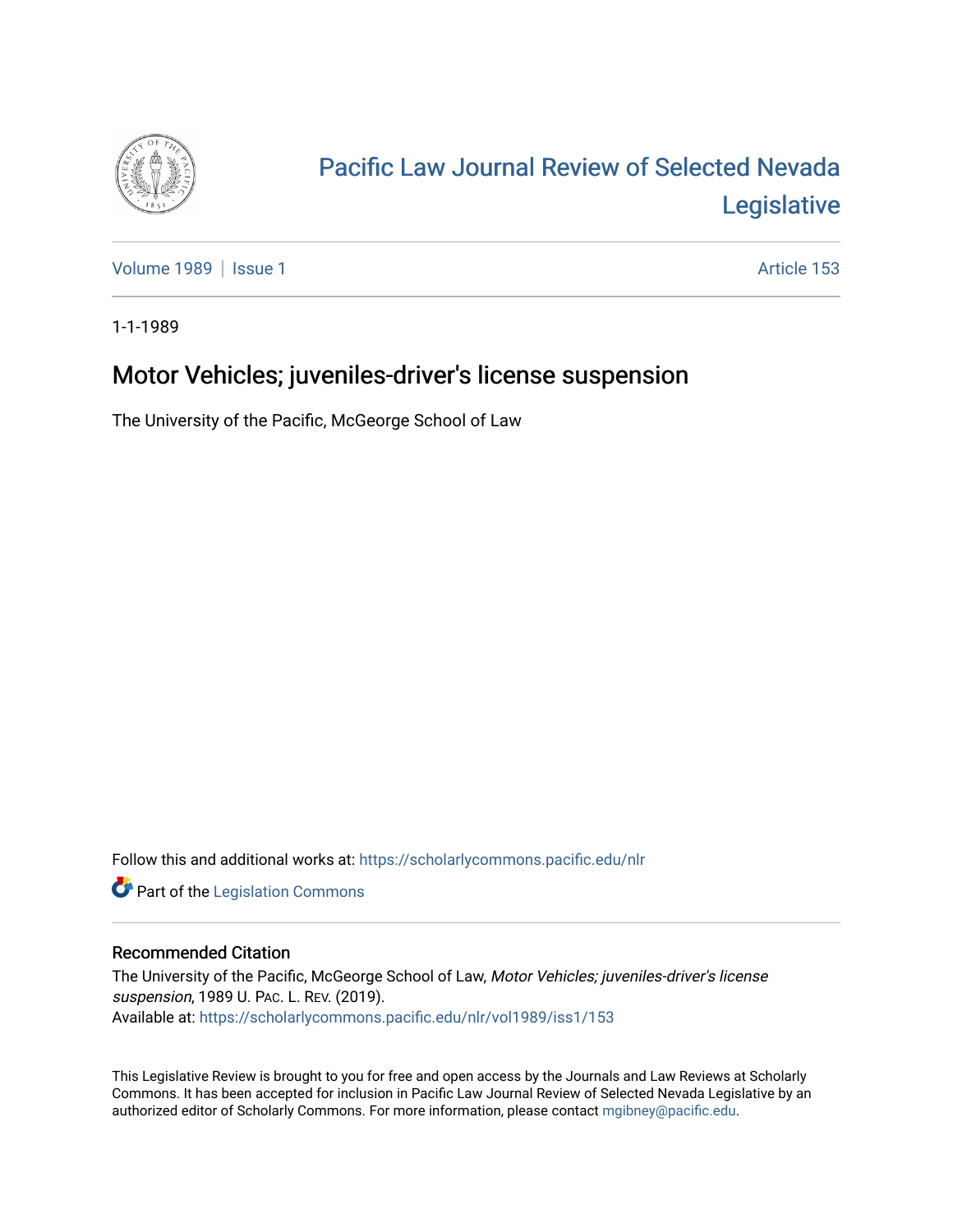# Pacific Law Journal Review of Selected Nevada Legislative

Volume 1989 | Issue 1 Article 153

1-1-1989

## Motor Vehicles; juveniles-driver's license suspension

The University of the Pacific, McGeorge School of Law

Follow this and additional works at: https://scholarlycommons.pacific.edu/nlr

Part of the Legislation Commons

### Recommended Citation

The University of the Pacific, McGeorge School of Law, *Motor Vehicles; juveniles-driver's license suspension*, 1989 U. PAC. L. REV. (2019).
Available at: https://scholarlycommons.pacific.edu/nlr/vol1989/iss1/153

This Legislative Review is brought to you for free and open access by the Journals and Law Reviews at Scholarly Commons. It has been accepted for inclusion in Pacific Law Journal Review of Selected Nevada Legislative by an authorized editor of Scholarly Commons. For more information, please contact mgibney@pacific.edu.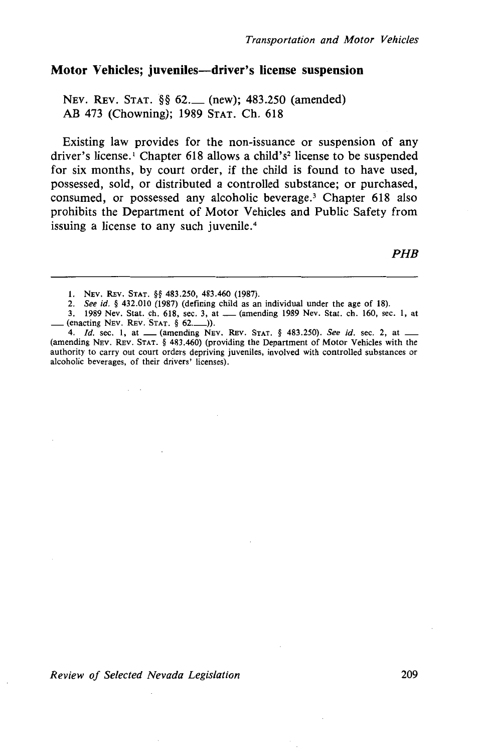## Motor Vehicles; juveniles—driver's license suspension

NEV. REV. STAT. §§ 62.___ (new); 483.250 (amended)
AB 473 (Chowning); 1989 STAT. Ch. 618

Existing law provides for the non-issuance or suspension of any driver's license.[1] Chapter 618 allows a child's[2] license to be suspended for six months, by court order, if the child is found to have used, possessed, sold, or distributed a controlled substance; or purchased, consumed, or possessed any alcoholic beverage.[3] Chapter 618 also prohibits the Department of Motor Vehicles and Public Safety from issuing a license to any such juvenile.[4]

*PHB*

---

1. NEV. REV. STAT. §§ 483.250, 483.460 (1987).
2. *See id.* § 432.010 (1987) (defining child as an individual under the age of 18).
3. 1989 Nev. Stat. ch. 618, sec. 3, at ___ (amending 1989 Nev. Stat. ch. 160, sec. 1, at ___ (enacting NEV. REV. STAT. § 62.___)).
4. *Id.* sec. 1, at ___ (amending NEV. REV. STAT. § 483.250). *See id.* sec. 2, at ___ (amending NEV. REV. STAT. § 483.460) (providing the Department of Motor Vehicles with the authority to carry out court orders depriving juveniles, involved with controlled substances or alcoholic beverages, of their drivers' licenses).